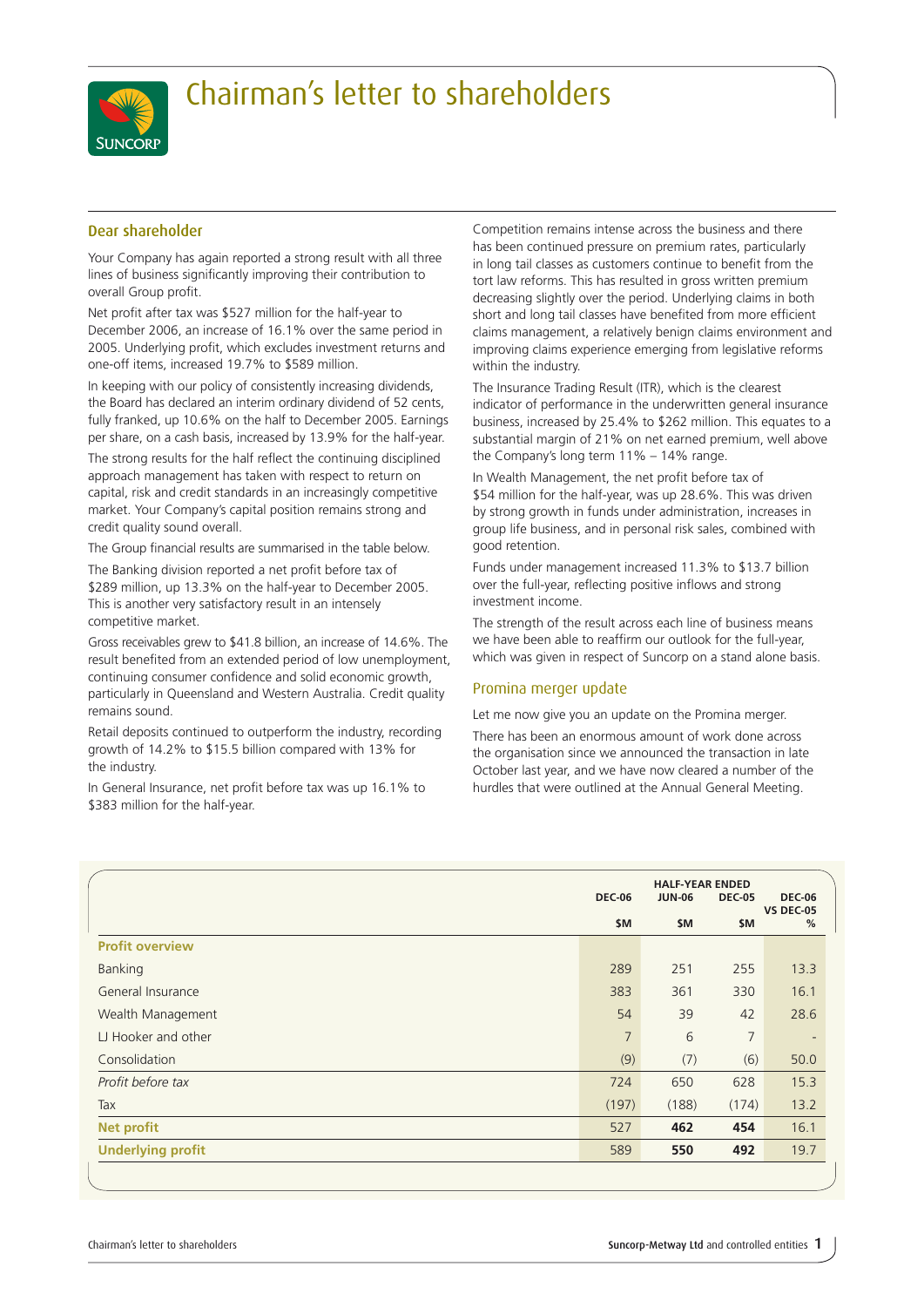# Chairman's letter to shareholders

## Dear shareholder

Your Company has again reported a strong result with all three lines of business significantly improving their contribution to overall Group profit.

Net profit after tax was $527 million for the half-year to December 2006, an increase of 16.1% over the same period in 2005. Underlying profit, which excludes investment returns and one-off items, increased 19.7% to $589 million.

In keeping with our policy of consistently increasing dividends, the Board has declared an interim ordinary dividend of 52 cents, fully franked, up 10.6% on the half to December 2005. Earnings per share, on a cash basis, increased by 13.9% for the half-year.

The strong results for the half reflect the continuing disciplined approach management has taken with respect to return on capital, risk and credit standards in an increasingly competitive market. Your Company's capital position remains strong and credit quality sound overall.

The Group financial results are summarised in the table below.

The Banking division reported a net profit before tax of $289 million, up 13.3% on the half-year to December 2005. This is another very satisfactory result in an intensely competitive market.

Gross receivables grew to $41.8 billion, an increase of 14.6%. The result benefited from an extended period of low unemployment, continuing consumer confidence and solid economic growth, particularly in Queensland and Western Australia. Credit quality remains sound.

Retail deposits continued to outperform the industry, recording growth of 14.2% to $15.5 billion compared with 13% for the industry.

In General Insurance, net profit before tax was up 16.1% to $383 million for the half-year.

Competition remains intense across the business and there has been continued pressure on premium rates, particularly in long tail classes as customers continue to benefit from the tort law reforms. This has resulted in gross written premium decreasing slightly over the period. Underlying claims in both short and long tail classes have benefited from more efficient claims management, a relatively benign claims environment and improving claims experience emerging from legislative reforms within the industry.

The Insurance Trading Result (ITR), which is the clearest indicator of performance in the underwritten general insurance business, increased by 25.4% to $262 million. This equates to a substantial margin of 21% on net earned premium, well above the Company's long term 11% – 14% range.

In Wealth Management, the net profit before tax of $54 million for the half-year, was up 28.6%. This was driven by strong growth in funds under administration, increases in group life business, and in personal risk sales, combined with good retention.

Funds under management increased 11.3% to $13.7 billion over the full-year, reflecting positive inflows and strong investment income.

The strength of the result across each line of business means we have been able to reaffirm our outlook for the full-year, which was given in respect of Suncorp on a stand alone basis.

## Promina merger update

Let me now give you an update on the Promina merger.

There has been an enormous amount of work done across the organisation since we announced the transaction in late October last year, and we have now cleared a number of the hurdles that were outlined at the Annual General Meeting.

| | HALF-YEAR ENDED | | | |
|---|---|---|---|---|
| | DEC-06 | JUN-06 | DEC-05 | DEC-06 VS DEC-05 |
| | $M | $M | $M | % |
| **Profit overview** | | | | |
| Banking | 289 | 251 | 255 | 13.3 |
| General Insurance | 383 | 361 | 330 | 16.1 |
| Wealth Management | 54 | 39 | 42 | 28.6 |
| LJ Hooker and other | 7 | 6 | 7 | - |
| Consolidation | (9) | (7) | (6) | 50.0 |
| *Profit before tax* | 724 | 650 | 628 | 15.3 |
| Tax | (197) | (188) | (174) | 13.2 |
| **Net profit** | 527 | **462** | **454** | 16.1 |
| **Underlying profit** | 589 | **550** | **492** | 19.7 |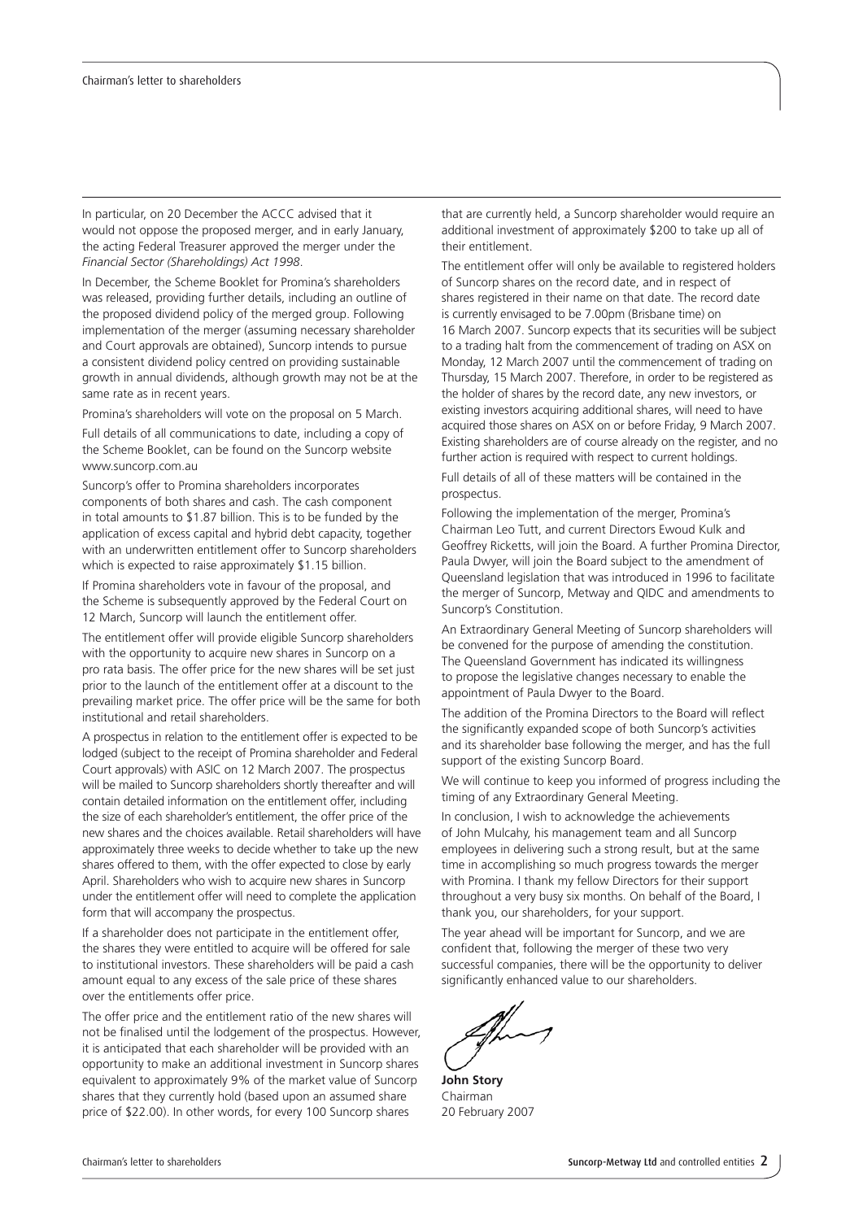In particular, on 20 December the ACCC advised that it would not oppose the proposed merger, and in early January, the acting Federal Treasurer approved the merger under the *Financial Sector (Shareholdings) Act 1998*.

In December, the Scheme Booklet for Promina's shareholders was released, providing further details, including an outline of the proposed dividend policy of the merged group. Following implementation of the merger (assuming necessary shareholder and Court approvals are obtained), Suncorp intends to pursue a consistent dividend policy centred on providing sustainable growth in annual dividends, although growth may not be at the same rate as in recent years.

Promina's shareholders will vote on the proposal on 5 March.

Full details of all communications to date, including a copy of the Scheme Booklet, can be found on the Suncorp website www.suncorp.com.au

Suncorp's offer to Promina shareholders incorporates components of both shares and cash. The cash component in total amounts to $1.87 billion. This is to be funded by the application of excess capital and hybrid debt capacity, together with an underwritten entitlement offer to Suncorp shareholders which is expected to raise approximately $1.15 billion.

If Promina shareholders vote in favour of the proposal, and the Scheme is subsequently approved by the Federal Court on 12 March, Suncorp will launch the entitlement offer.

The entitlement offer will provide eligible Suncorp shareholders with the opportunity to acquire new shares in Suncorp on a pro rata basis. The offer price for the new shares will be set just prior to the launch of the entitlement offer at a discount to the prevailing market price. The offer price will be the same for both institutional and retail shareholders.

A prospectus in relation to the entitlement offer is expected to be lodged (subject to the receipt of Promina shareholder and Federal Court approvals) with ASIC on 12 March 2007. The prospectus will be mailed to Suncorp shareholders shortly thereafter and will contain detailed information on the entitlement offer, including the size of each shareholder's entitlement, the offer price of the new shares and the choices available. Retail shareholders will have approximately three weeks to decide whether to take up the new shares offered to them, with the offer expected to close by early April. Shareholders who wish to acquire new shares in Suncorp under the entitlement offer will need to complete the application form that will accompany the prospectus.

If a shareholder does not participate in the entitlement offer, the shares they were entitled to acquire will be offered for sale to institutional investors. These shareholders will be paid a cash amount equal to any excess of the sale price of these shares over the entitlements offer price.

The offer price and the entitlement ratio of the new shares will not be finalised until the lodgement of the prospectus. However, it is anticipated that each shareholder will be provided with an opportunity to make an additional investment in Suncorp shares equivalent to approximately 9% of the market value of Suncorp shares that they currently hold (based upon an assumed share price of $22.00). In other words, for every 100 Suncorp shares that are currently held, a Suncorp shareholder would require an additional investment of approximately $200 to take up all of their entitlement.

The entitlement offer will only be available to registered holders of Suncorp shares on the record date, and in respect of shares registered in their name on that date. The record date is currently envisaged to be 7.00pm (Brisbane time) on 16 March 2007. Suncorp expects that its securities will be subject to a trading halt from the commencement of trading on ASX on Monday, 12 March 2007 until the commencement of trading on Thursday, 15 March 2007. Therefore, in order to be registered as the holder of shares by the record date, any new investors, or existing investors acquiring additional shares, will need to have acquired those shares on ASX on or before Friday, 9 March 2007. Existing shareholders are of course already on the register, and no further action is required with respect to current holdings.

Full details of all of these matters will be contained in the prospectus.

Following the implementation of the merger, Promina's Chairman Leo Tutt, and current Directors Ewoud Kulk and Geoffrey Ricketts, will join the Board. A further Promina Director, Paula Dwyer, will join the Board subject to the amendment of Queensland legislation that was introduced in 1996 to facilitate the merger of Suncorp, Metway and QIDC and amendments to Suncorp's Constitution.

An Extraordinary General Meeting of Suncorp shareholders will be convened for the purpose of amending the constitution. The Queensland Government has indicated its willingness to propose the legislative changes necessary to enable the appointment of Paula Dwyer to the Board.

The addition of the Promina Directors to the Board will reflect the significantly expanded scope of both Suncorp's activities and its shareholder base following the merger, and has the full support of the existing Suncorp Board.

We will continue to keep you informed of progress including the timing of any Extraordinary General Meeting.

In conclusion, I wish to acknowledge the achievements of John Mulcahy, his management team and all Suncorp employees in delivering such a strong result, but at the same time in accomplishing so much progress towards the merger with Promina. I thank my fellow Directors for their support throughout a very busy six months. On behalf of the Board, I thank you, our shareholders, for your support.

The year ahead will be important for Suncorp, and we are confident that, following the merger of these two very successful companies, there will be the opportunity to deliver significantly enhanced value to our shareholders.

**John Story**  
Chairman  
20 February 2007